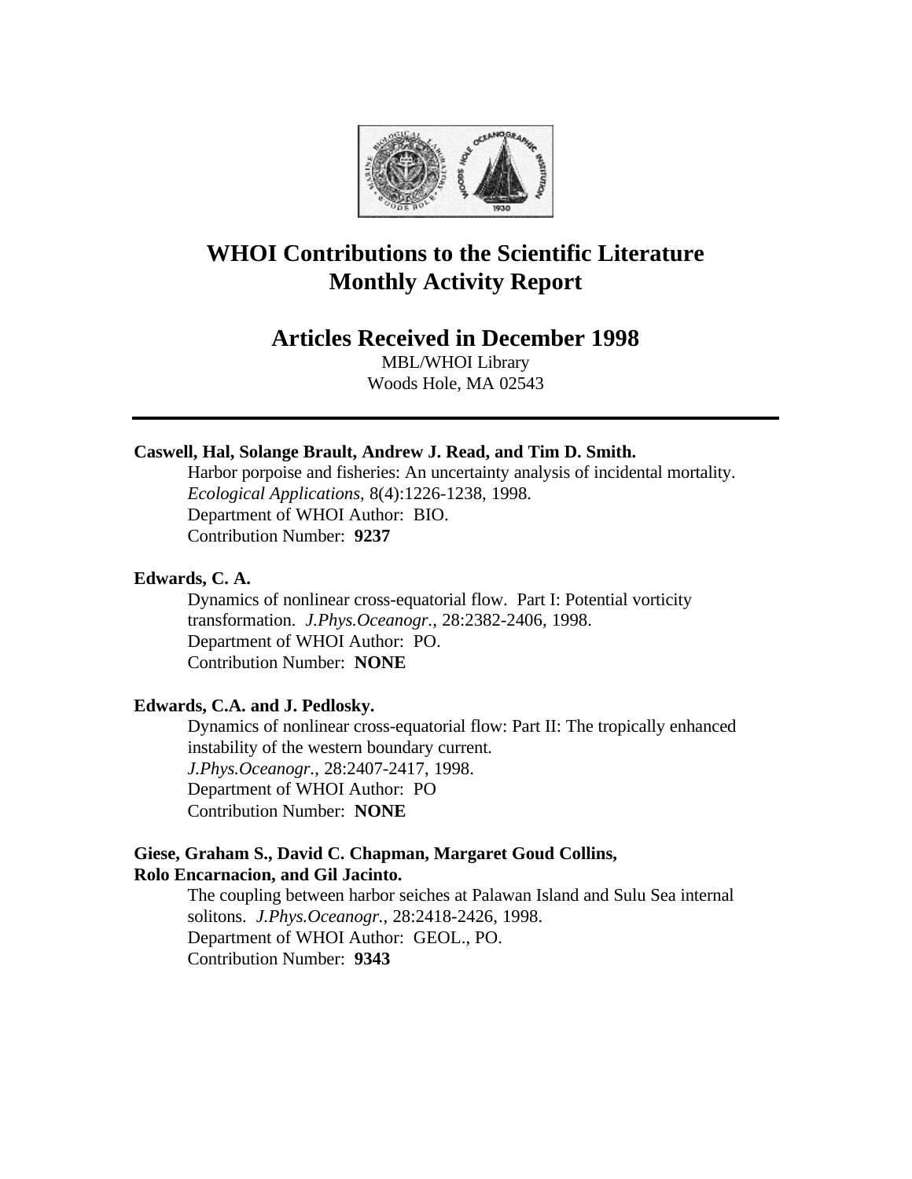# WHOI Contributions to the Scientific Literature Monthly Activity Report

## Articles Received in December 1998

MBL/WHOI Library
Woods Hole, MA 02543

---

**Caswell, Hal, Solange Brault, Andrew J. Read, and Tim D. Smith.**
Harbor porpoise and fisheries: An uncertainty analysis of incidental mortality. *Ecological Applications*, 8(4):1226-1238, 1998.
Department of WHOI Author: BIO.
Contribution Number: **9237**

**Edwards, C. A.**
Dynamics of nonlinear cross-equatorial flow. Part I: Potential vorticity transformation. *J.Phys.Oceanogr.*, 28:2382-2406, 1998.
Department of WHOI Author: PO.
Contribution Number: **NONE**

**Edwards, C.A. and J. Pedlosky.**
Dynamics of nonlinear cross-equatorial flow: Part II: The tropically enhanced instability of the western boundary current.
*J.Phys.Oceanogr.*, 28:2407-2417, 1998.
Department of WHOI Author: PO
Contribution Number: **NONE**

**Giese, Graham S., David C. Chapman, Margaret Goud Collins, Rolo Encarnacion, and Gil Jacinto.**
The coupling between harbor seiches at Palawan Island and Sulu Sea internal solitons. *J.Phys.Oceanogr.*, 28:2418-2426, 1998.
Department of WHOI Author: GEOL., PO.
Contribution Number: **9343**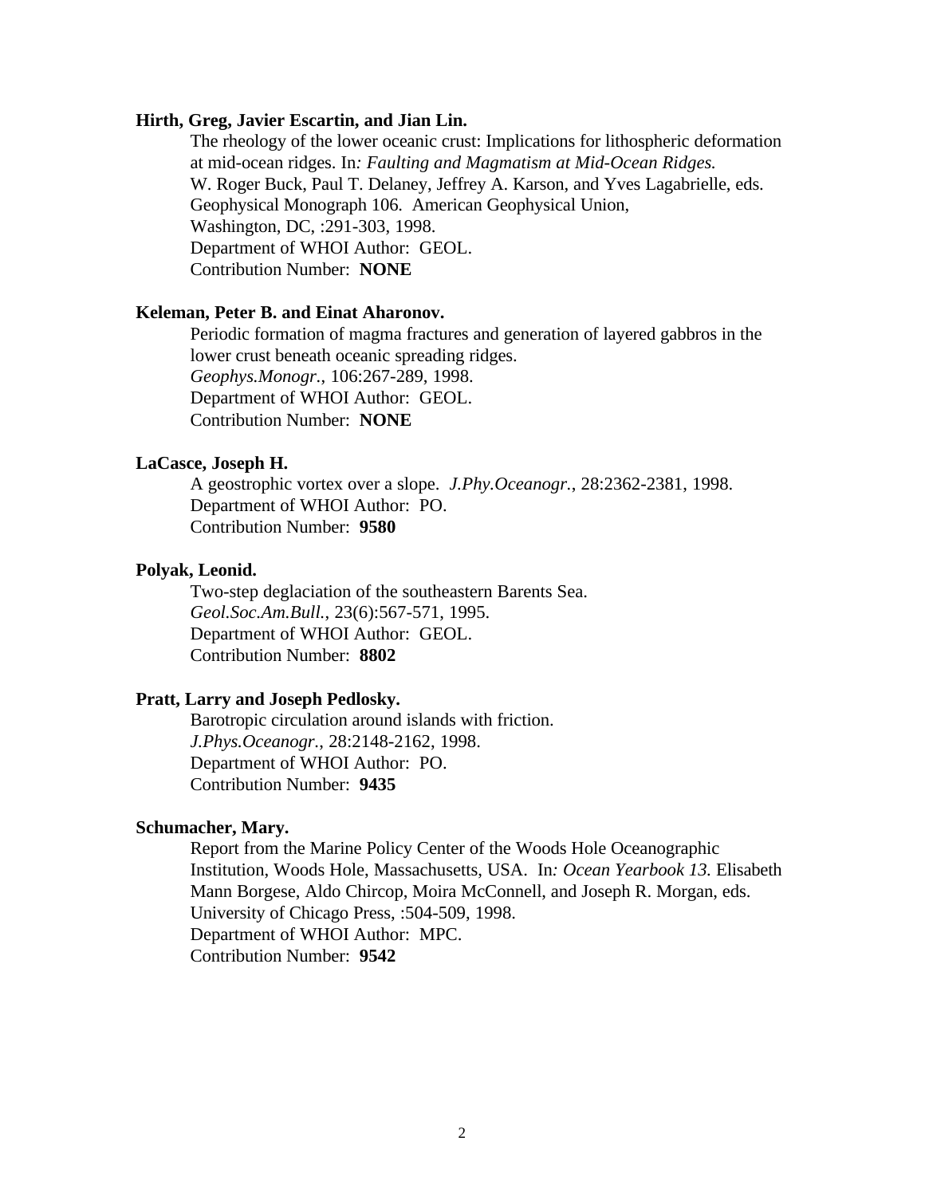**Hirth, Greg, Javier Escartin, and Jian Lin.**

The rheology of the lower oceanic crust: Implications for lithospheric deformation at mid-ocean ridges. In*: Faulting and Magmatism at Mid-Ocean Ridges.* W. Roger Buck, Paul T. Delaney, Jeffrey A. Karson, and Yves Lagabrielle, eds. Geophysical Monograph 106. American Geophysical Union, Washington, DC, :291-303, 1998.
Department of WHOI Author: GEOL.
Contribution Number: **NONE**

**Keleman, Peter B. and Einat Aharonov.**

Periodic formation of magma fractures and generation of layered gabbros in the lower crust beneath oceanic spreading ridges.
*Geophys.Monogr.*, 106:267-289, 1998.
Department of WHOI Author: GEOL.
Contribution Number: **NONE**

**LaCasce, Joseph H.**

A geostrophic vortex over a slope. *J.Phy.Oceanogr.*, 28:2362-2381, 1998.
Department of WHOI Author: PO.
Contribution Number: **9580**

**Polyak, Leonid.**

Two-step deglaciation of the southeastern Barents Sea.
*Geol.Soc.Am.Bull.*, 23(6):567-571, 1995.
Department of WHOI Author: GEOL.
Contribution Number: **8802**

**Pratt, Larry and Joseph Pedlosky.**

Barotropic circulation around islands with friction.
*J.Phys.Oceanogr.*, 28:2148-2162, 1998.
Department of WHOI Author: PO.
Contribution Number: **9435**

**Schumacher, Mary.**

Report from the Marine Policy Center of the Woods Hole Oceanographic Institution, Woods Hole, Massachusetts, USA. In*: Ocean Yearbook 13.* Elisabeth Mann Borgese, Aldo Chircop, Moira McConnell, and Joseph R. Morgan, eds. University of Chicago Press, :504-509, 1998.
Department of WHOI Author: MPC.
Contribution Number: **9542**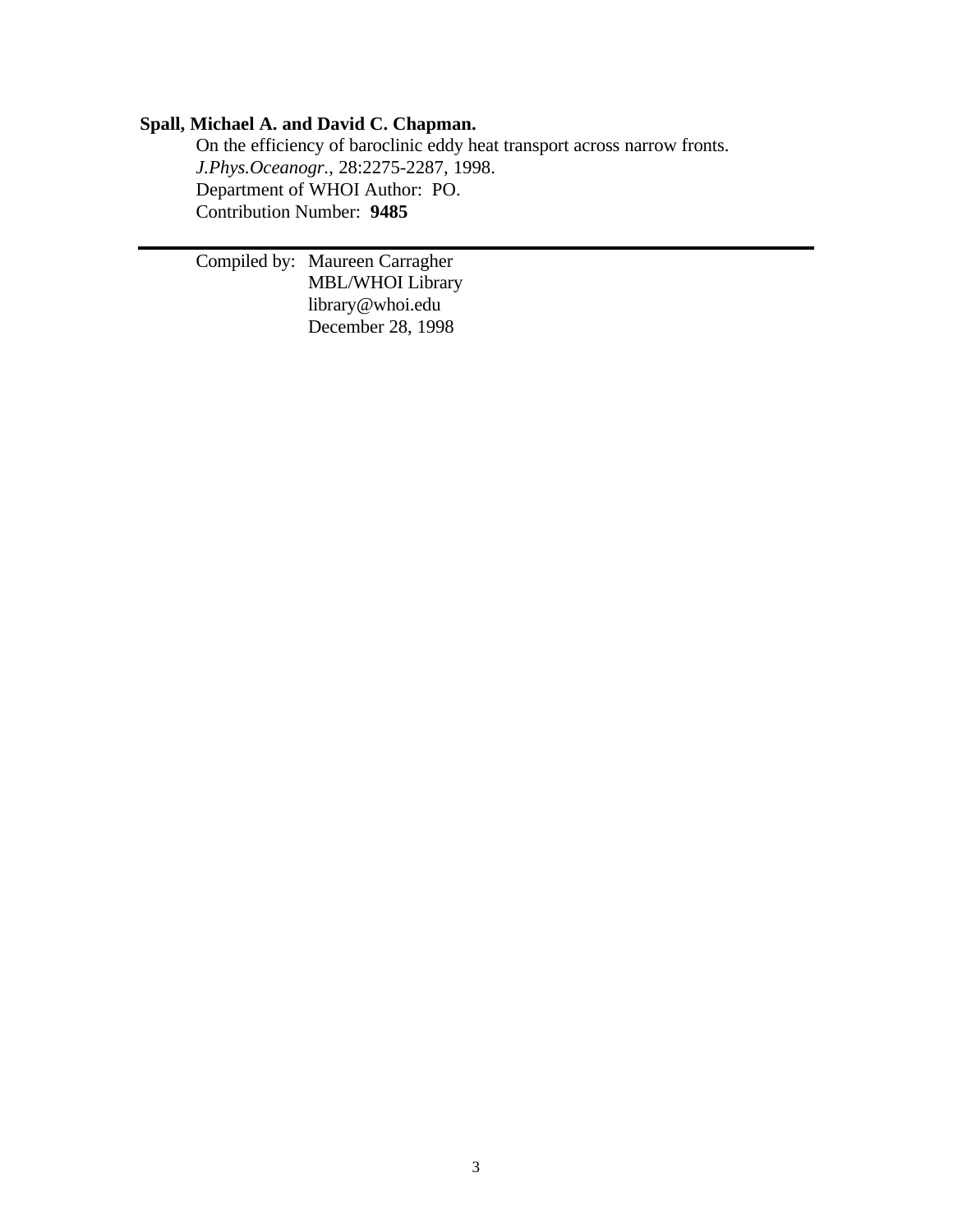**Spall, Michael A. and David C. Chapman.**

On the efficiency of baroclinic eddy heat transport across narrow fronts.
*J.Phys.Oceanogr.*, 28:2275-2287, 1998.
Department of WHOI Author: PO.
Contribution Number: **9485**

---

Compiled by: Maureen Carragher
MBL/WHOI Library
library@whoi.edu
December 28, 1998